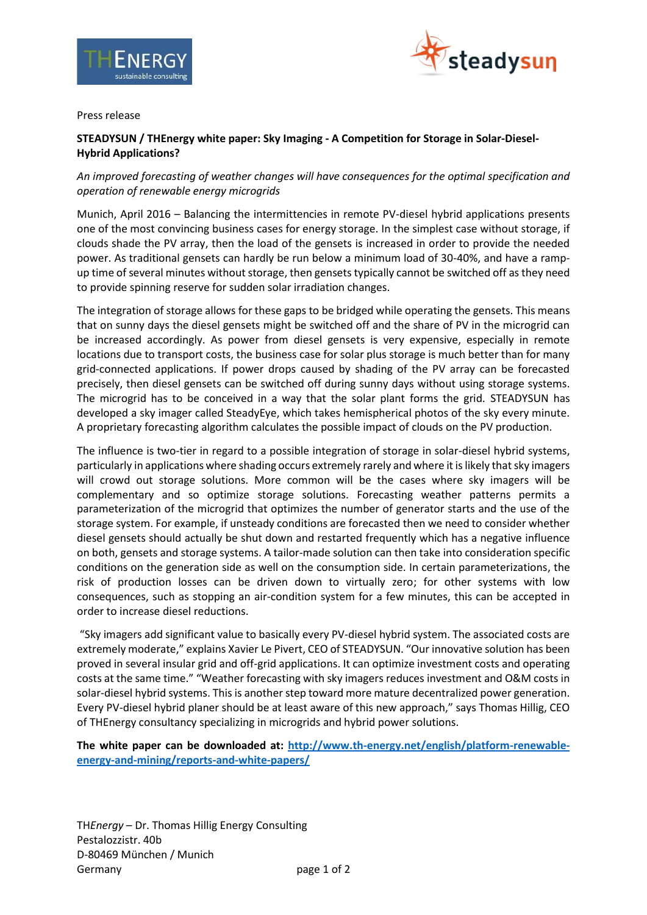Press release

**STEADYSUN / THEnergy white paper: Sky Imaging - A Competition for Storage in Solar-Diesel-Hybrid Applications?**

*An improved forecasting of weather changes will have consequences for the optimal specification and operation of renewable energy microgrids*

Munich, April 2016 – Balancing the intermittencies in remote PV-diesel hybrid applications presents one of the most convincing business cases for energy storage. In the simplest case without storage, if clouds shade the PV array, then the load of the gensets is increased in order to provide the needed power. As traditional gensets can hardly be run below a minimum load of 30-40%, and have a ramp-up time of several minutes without storage, then gensets typically cannot be switched off as they need to provide spinning reserve for sudden solar irradiation changes.

The integration of storage allows for these gaps to be bridged while operating the gensets. This means that on sunny days the diesel gensets might be switched off and the share of PV in the microgrid can be increased accordingly. As power from diesel gensets is very expensive, especially in remote locations due to transport costs, the business case for solar plus storage is much better than for many grid-connected applications. If power drops caused by shading of the PV array can be forecasted precisely, then diesel gensets can be switched off during sunny days without using storage systems. The microgrid has to be conceived in a way that the solar plant forms the grid. STEADYSUN has developed a sky imager called SteadyEye, which takes hemispherical photos of the sky every minute. A proprietary forecasting algorithm calculates the possible impact of clouds on the PV production.

The influence is two-tier in regard to a possible integration of storage in solar-diesel hybrid systems, particularly in applications where shading occurs extremely rarely and where it is likely that sky imagers will crowd out storage solutions. More common will be the cases where sky imagers will be complementary and so optimize storage solutions. Forecasting weather patterns permits a parameterization of the microgrid that optimizes the number of generator starts and the use of the storage system. For example, if unsteady conditions are forecasted then we need to consider whether diesel gensets should actually be shut down and restarted frequently which has a negative influence on both, gensets and storage systems. A tailor-made solution can then take into consideration specific conditions on the generation side as well on the consumption side. In certain parameterizations, the risk of production losses can be driven down to virtually zero; for other systems with low consequences, such as stopping an air-condition system for a few minutes, this can be accepted in order to increase diesel reductions.

"Sky imagers add significant value to basically every PV-diesel hybrid system. The associated costs are extremely moderate," explains Xavier Le Pivert, CEO of STEADYSUN. "Our innovative solution has been proved in several insular grid and off-grid applications. It can optimize investment costs and operating costs at the same time." "Weather forecasting with sky imagers reduces investment and O&M costs in solar-diesel hybrid systems. This is another step toward more mature decentralized power generation. Every PV-diesel hybrid planer should be at least aware of this new approach," says Thomas Hillig, CEO of THEnergy consultancy specializing in microgrids and hybrid power solutions.

**The white paper can be downloaded at:** [http://www.th-energy.net/english/platform-renewable-energy-and-mining/reports-and-white-papers/](http://www.th-energy.net/english/platform-renewable-energy-and-mining/reports-and-white-papers/)

TH*Energy* – Dr. Thomas Hillig Energy Consulting
Pestalozzistr. 40b
D-80469 München / Munich
Germany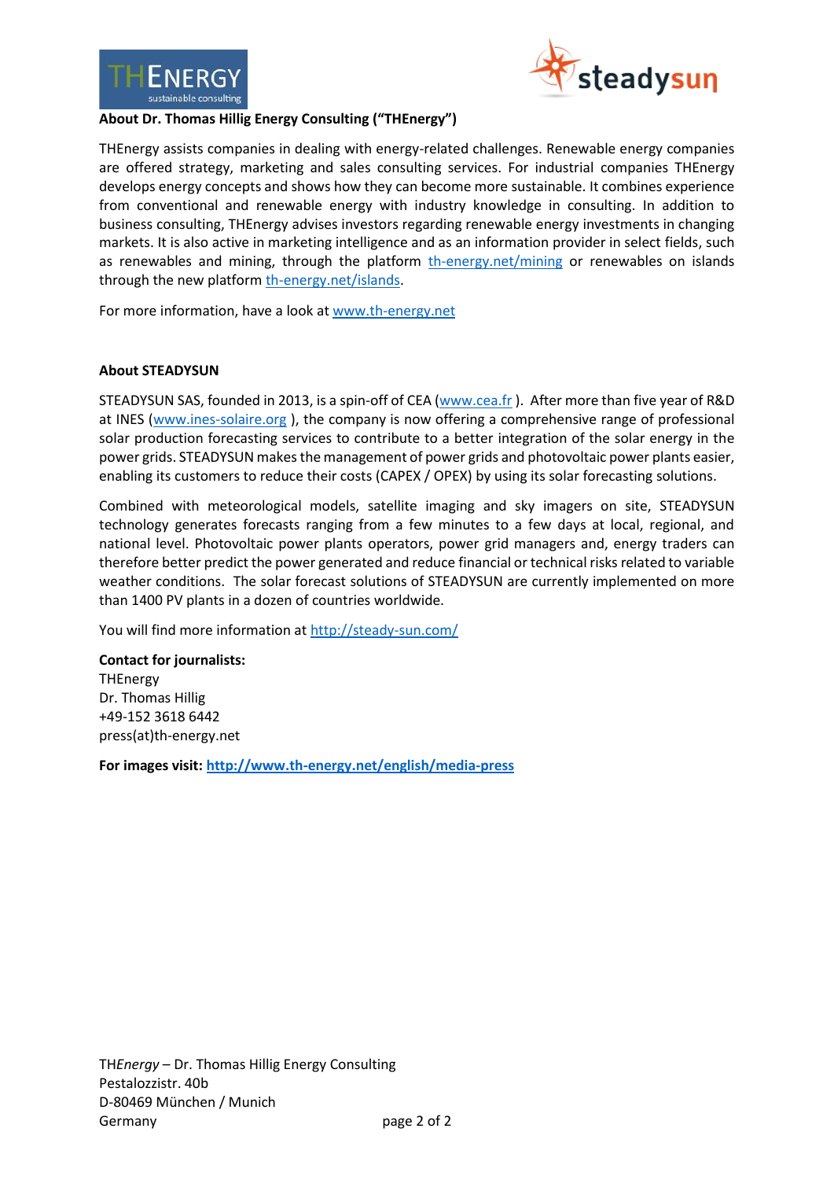## About Dr. Thomas Hillig Energy Consulting ("THEnergy")

THEnergy assists companies in dealing with energy-related challenges. Renewable energy companies are offered strategy, marketing and sales consulting services. For industrial companies THEnergy develops energy concepts and shows how they can become more sustainable. It combines experience from conventional and renewable energy with industry knowledge in consulting. In addition to business consulting, THEnergy advises investors regarding renewable energy investments in changing markets. It is also active in marketing intelligence and as an information provider in select fields, such as renewables and mining, through the platform th-energy.net/mining or renewables on islands through the new platform th-energy.net/islands.

For more information, have a look at www.th-energy.net

## About STEADYSUN

STEADYSUN SAS, founded in 2013, is a spin-off of CEA (www.cea.fr ). After more than five year of R&D at INES (www.ines-solaire.org ), the company is now offering a comprehensive range of professional solar production forecasting services to contribute to a better integration of the solar energy in the power grids. STEADYSUN makes the management of power grids and photovoltaic power plants easier, enabling its customers to reduce their costs (CAPEX / OPEX) by using its solar forecasting solutions.

Combined with meteorological models, satellite imaging and sky imagers on site, STEADYSUN technology generates forecasts ranging from a few minutes to a few days at local, regional, and national level. Photovoltaic power plants operators, power grid managers and, energy traders can therefore better predict the power generated and reduce financial or technical risks related to variable weather conditions. The solar forecast solutions of STEADYSUN are currently implemented on more than 1400 PV plants in a dozen of countries worldwide.

You will find more information at http://steady-sun.com/

**Contact for journalists:**
THEnergy
Dr. Thomas Hillig
+49-152 3618 6442
press(at)th-energy.net

**For images visit: http://www.th-energy.net/english/media-press**

TH*Energy* – Dr. Thomas Hillig Energy Consulting
Pestalozzistr. 40b
D-80469 München / Munich
Germany